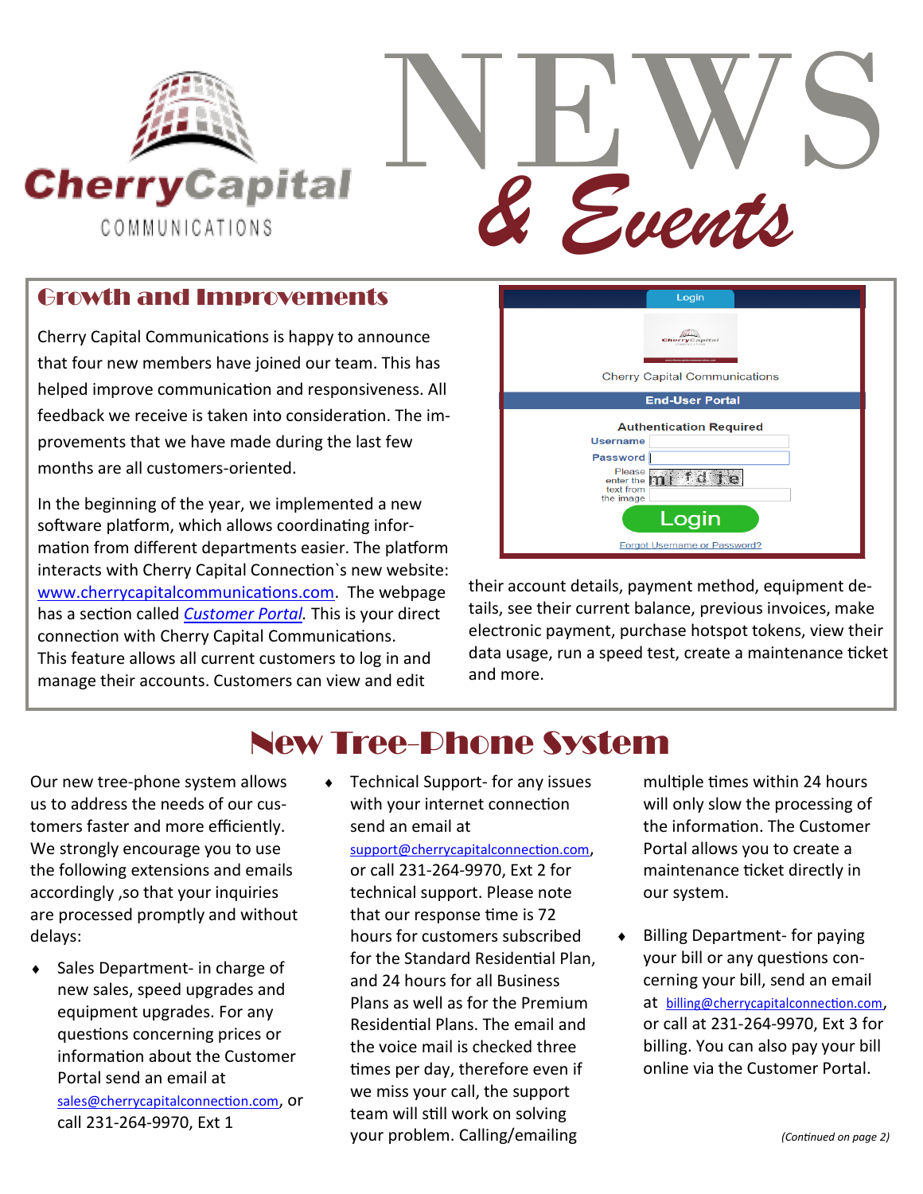# NEWS & Events

## Growth and Improvements

Cherry Capital Communications is happy to announce that four new members have joined our team. This has helped improve communication and responsiveness. All feedback we receive is taken into consideration. The improvements that we have made during the last few months are all customers-oriented.

In the beginning of the year, we implemented a new software platform, which allows coordinating information from different departments easier. The platform interacts with Cherry Capital Connection`s new website: www.cherrycapitalcommunications.com. The webpage has a section called *Customer Portal*. This is your direct connection with Cherry Capital Communications. This feature allows all current customers to log in and manage their accounts. Customers can view and edit their account details, payment method, equipment details, see their current balance, previous invoices, make electronic payment, purchase hotspot tokens, view their data usage, run a speed test, create a maintenance ticket and more.

## New Tree-Phone System

Our new tree-phone system allows us to address the needs of our customers faster and more efficiently. We strongly encourage you to use the following extensions and emails accordingly ,so that your inquiries are processed promptly and without delays:

- Sales Department- in charge of new sales, speed upgrades and equipment upgrades. For any questions concerning prices or information about the Customer Portal send an email at sales@cherrycapitalconnection.com, or call 231-264-9970, Ext 1
- Technical Support- for any issues with your internet connection send an email at support@cherrycapitalconnection.com, or call 231-264-9970, Ext 2 for technical support. Please note that our response time is 72 hours for customers subscribed for the Standard Residential Plan, and 24 hours for all Business Plans as well as for the Premium Residential Plans. The email and the voice mail is checked three times per day, therefore even if we miss your call, the support team will still work on solving your problem. Calling/emailing multiple times within 24 hours will only slow the processing of the information. The Customer Portal allows you to create a maintenance ticket directly in our system.
- Billing Department- for paying your bill or any questions concerning your bill, send an email at billing@cherrycapitalconnection.com, or call at 231-264-9970, Ext 3 for billing. You can also pay your bill online via the Customer Portal.

*(Continued on page 2)*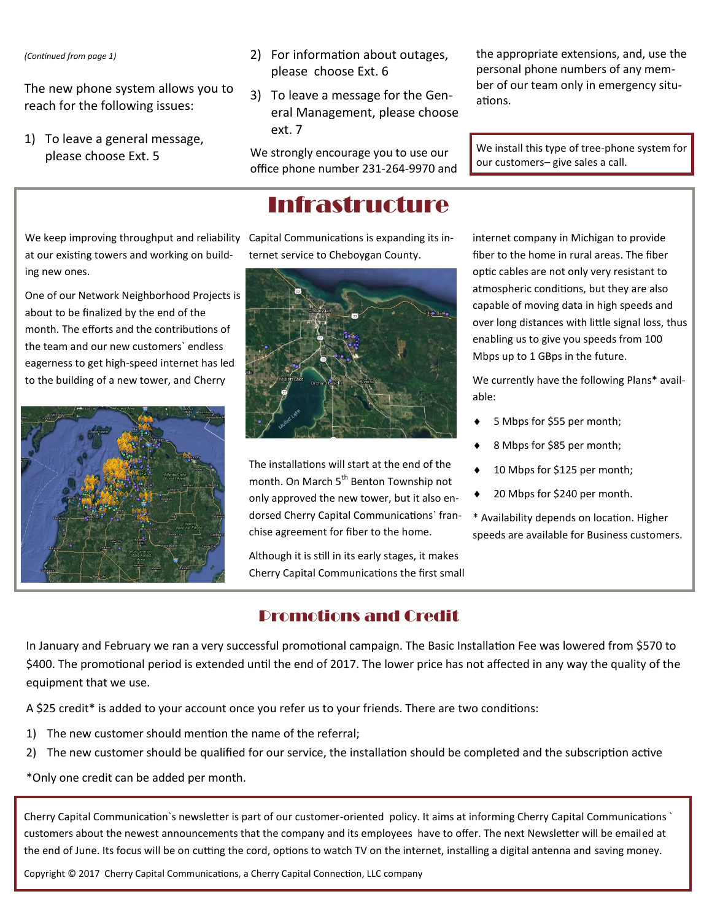*(Continued from page 1)*

The new phone system allows you to reach for the following issues:

1) To leave a general message, please choose Ext. 5
2) For information about outages, please choose Ext. 6
3) To leave a message for the General Management, please choose ext. 7

We strongly encourage you to use our office phone number 231-264-9970 and the appropriate extensions, and, use the personal phone numbers of any member of our team only in emergency situations.

We install this type of tree-phone system for our customers– give sales a call.

# Infrastructure

We keep improving throughput and reliability at our existing towers and working on building new ones.

One of our Network Neighborhood Projects is about to be finalized by the end of the month. The efforts and the contributions of the team and our new customers` endless eagerness to get high-speed internet has led to the building of a new tower, and Cherry Capital Communications is expanding its internet service to Cheboygan County.

The installations will start at the end of the month. On March 5th Benton Township not only approved the new tower, but it also endorsed Cherry Capital Communications` franchise agreement for fiber to the home.

Although it is still in its early stages, it makes Cherry Capital Communications the first small internet company in Michigan to provide fiber to the home in rural areas. The fiber optic cables are not only very resistant to atmospheric conditions, but they are also capable of moving data in high speeds and over long distances with little signal loss, thus enabling us to give you speeds from 100 Mbps up to 1 GBps in the future.

We currently have the following Plans* available:

- 5 Mbps for $55 per month;
- 8 Mbps for $85 per month;
- 10 Mbps for $125 per month;
- 20 Mbps for $240 per month.

* Availability depends on location. Higher speeds are available for Business customers.

## Promotions and Credit

In January and February we ran a very successful promotional campaign. The Basic Installation Fee was lowered from $570 to $400. The promotional period is extended until the end of 2017. The lower price has not affected in any way the quality of the equipment that we use.

A $25 credit* is added to your account once you refer us to your friends. There are two conditions:

1) The new customer should mention the name of the referral;
2) The new customer should be qualified for our service, the installation should be completed and the subscription active

*Only one credit can be added per month.

Cherry Capital Communication`s newsletter is part of our customer-oriented policy. It aims at informing Cherry Capital Communications ` customers about the newest announcements that the company and its employees have to offer. The next Newsletter will be emailed at the end of June. Its focus will be on cutting the cord, options to watch TV on the internet, installing a digital antenna and saving money.

Copyright © 2017 Cherry Capital Communications, a Cherry Capital Connection, LLC company